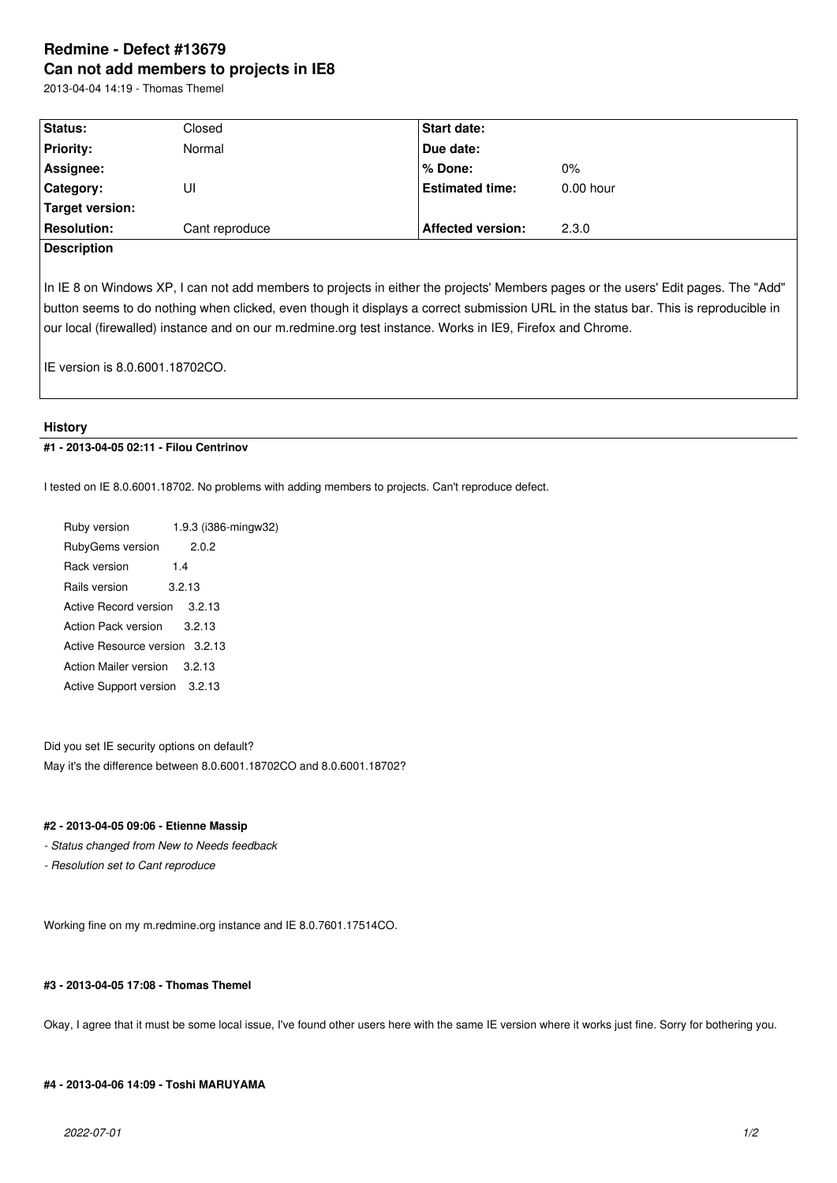# Redmine - Defect #13679

# Can not add members to projects in IE8

2013-04-04 14:19 - Thomas Themel

| Status: | Closed | Start date: | |
|---|---|---|---|
| Priority: | Normal | Due date: | |
| Assignee: | | % Done: | 0% |
| Category: | UI | Estimated time: | 0.00 hour |
| Target version: | | | |
| Resolution: | Cant reproduce | Affected version: | 2.3.0 |

**Description**

In IE 8 on Windows XP, I can not add members to projects in either the projects' Members pages or the users' Edit pages. The "Add" button seems to do nothing when clicked, even though it displays a correct submission URL in the status bar. This is reproducible in our local (firewalled) instance and on our m.redmine.org test instance. Works in IE9, Firefox and Chrome.

IE version is 8.0.6001.18702CO.

## History

### #1 - 2013-04-05 02:11 - Filou Centrinov

I tested on IE 8.0.6001.18702. No problems with adding members to projects. Can't reproduce defect.

```
Ruby version              1.9.3 (i386-mingw32)
RubyGems version          2.0.2
Rack version              1.4
Rails version             3.2.13
Active Record version     3.2.13
Action Pack version       3.2.13
Active Resource version   3.2.13
Action Mailer version     3.2.13
Active Support version    3.2.13
```

Did you set IE security options on default?
May it's the difference between 8.0.6001.18702CO and 8.0.6001.18702?

### #2 - 2013-04-05 09:06 - Etienne Massip

- *Status changed from New to Needs feedback*
- *Resolution set to Cant reproduce*

Working fine on my m.redmine.org instance and IE 8.0.7601.17514CO.

### #3 - 2013-04-05 17:08 - Thomas Themel

Okay, I agree that it must be some local issue, I've found other users here with the same IE version where it works just fine. Sorry for bothering you.

### #4 - 2013-04-06 14:09 - Toshi MARUYAMA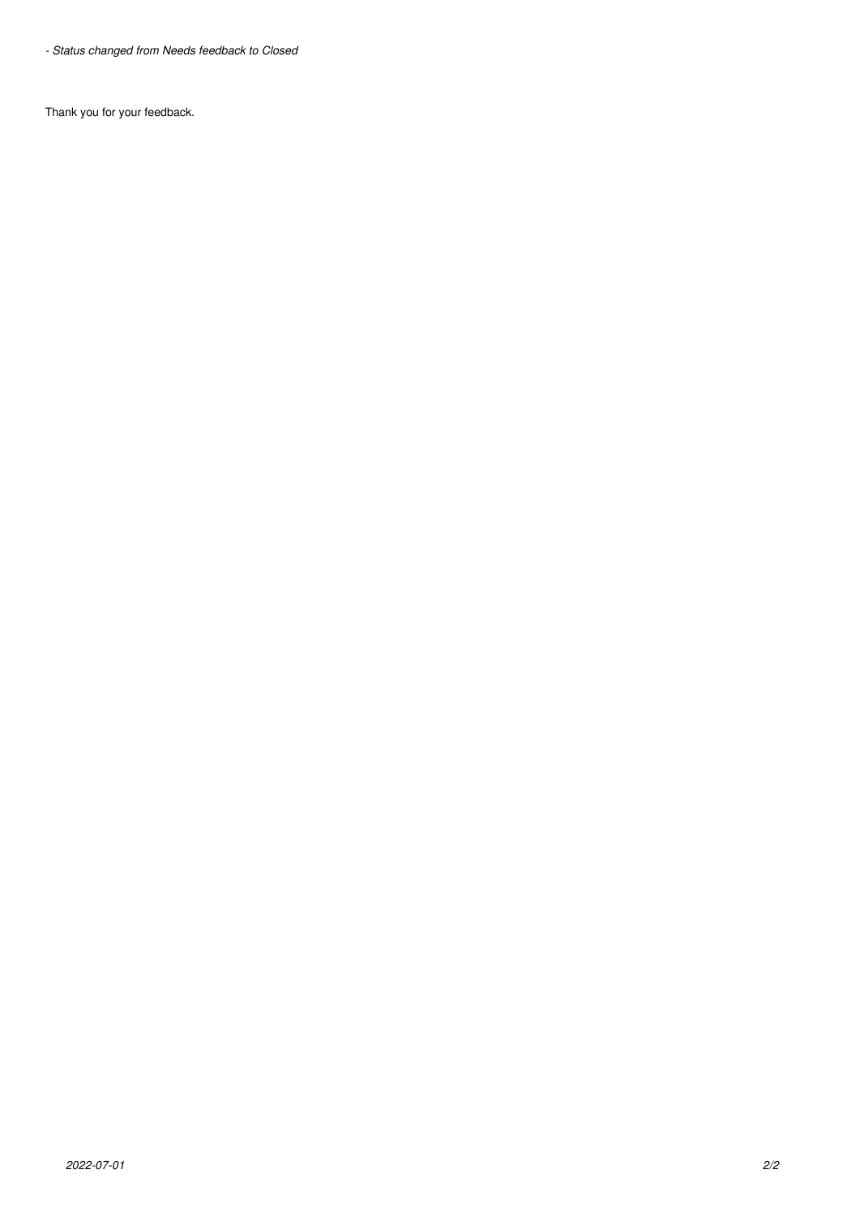*- Status changed from Needs feedback to Closed*

Thank you for your feedback.